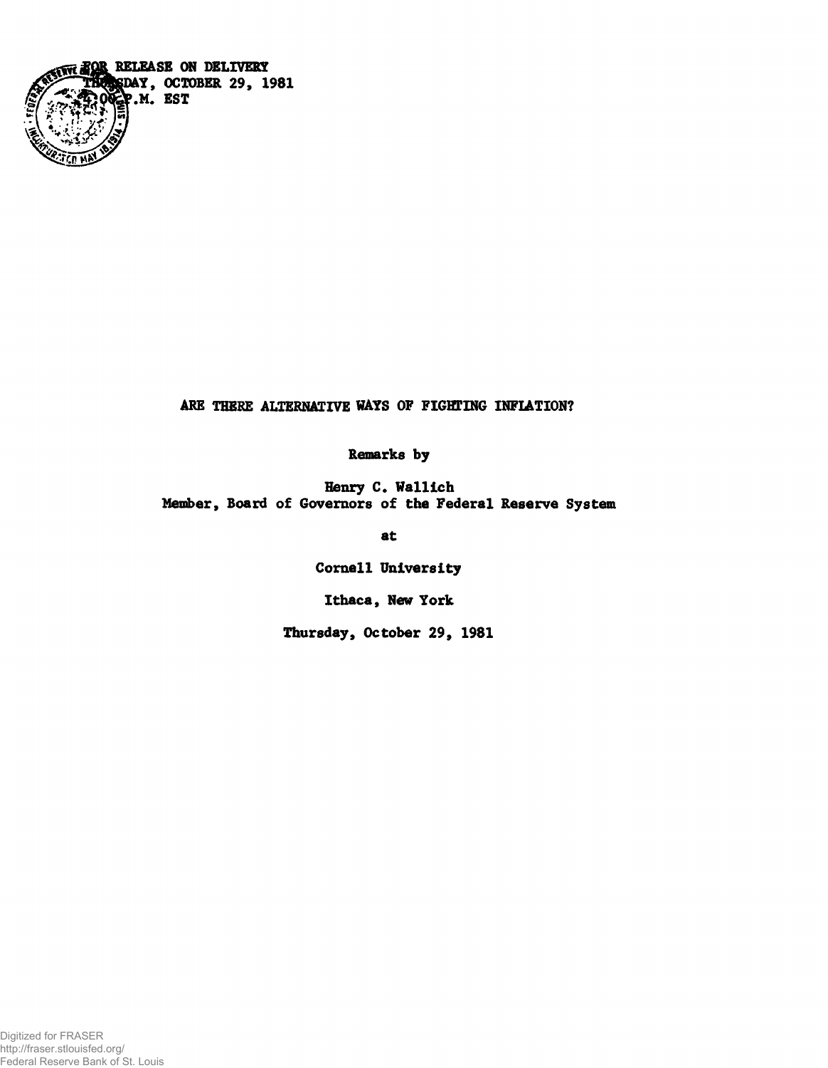FOR RELEASE ON DELIVERY
THURSDAY, OCTOBER 29, 1981
4:00 P.M. EST

# ARE THERE ALTERNATIVE WAYS OF FIGHTING INFLATION?

Remarks by

Henry C. Wallich
Member, Board of Governors of the Federal Reserve System

at

Cornell University

Ithaca, New York

Thursday, October 29, 1981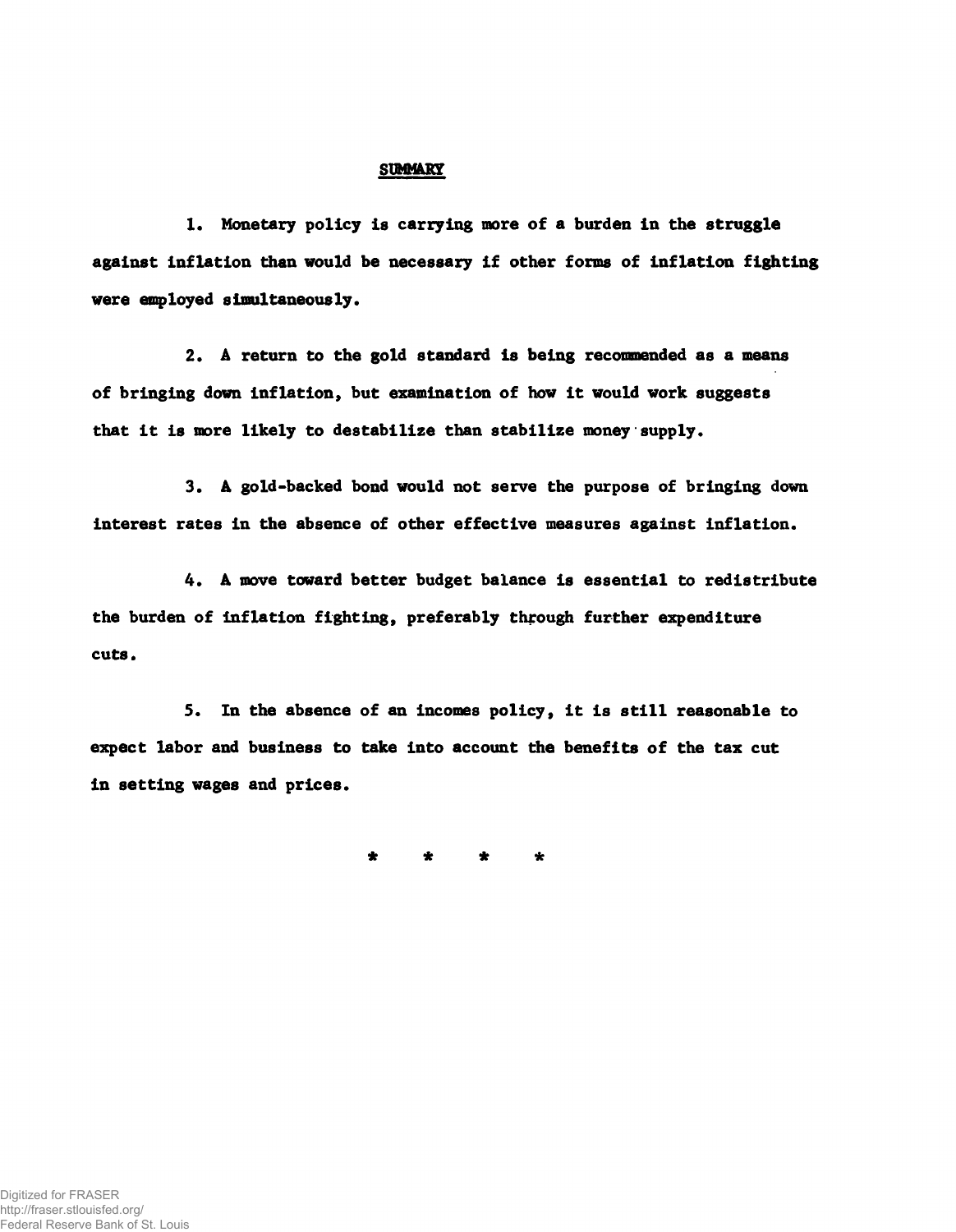## SUMMARY

1. Monetary policy is carrying more of a burden in the struggle against inflation than would be necessary if other forms of inflation fighting were employed simultaneously.

2. A return to the gold standard is being recommended as a means of bringing down inflation, but examination of how it would work suggests that it is more likely to destabilize than stabilize money supply.

3. A gold-backed bond would not serve the purpose of bringing down interest rates in the absence of other effective measures against inflation.

4. A move toward better budget balance is essential to redistribute the burden of inflation fighting, preferably through further expenditure cuts.

5. In the absence of an incomes policy, it is still reasonable to expect labor and business to take into account the benefits of the tax cut in setting wages and prices.

\* \* \* \*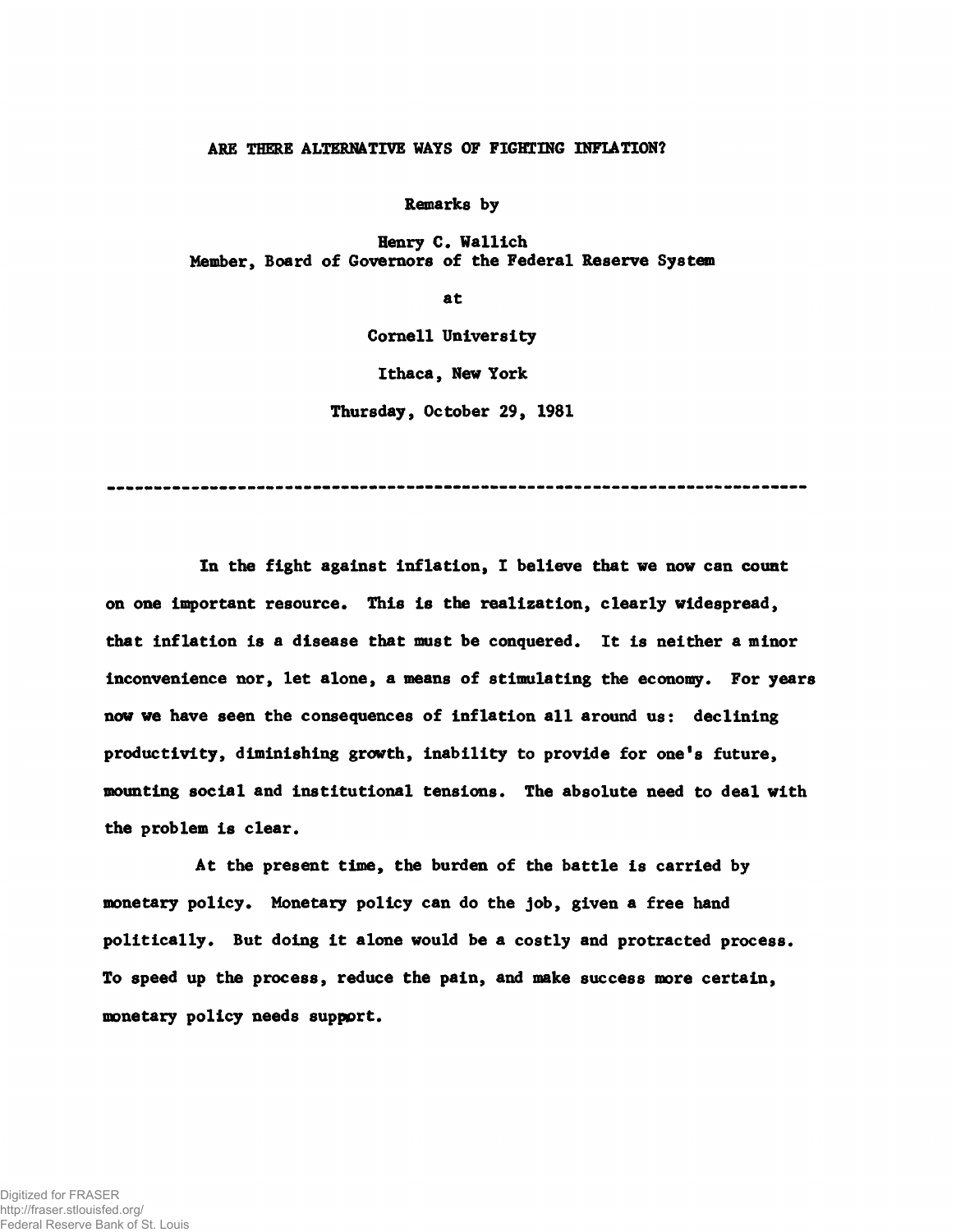# ARE THERE ALTERNATIVE WAYS OF FIGHTING INFLATION?

Remarks by

Henry C. Wallich
Member, Board of Governors of the Federal Reserve System

at

Cornell University

Ithaca, New York

Thursday, October 29, 1981

---

In the fight against inflation, I believe that we now can count on one important resource. This is the realization, clearly widespread, that inflation is a disease that must be conquered. It is neither a minor inconvenience nor, let alone, a means of stimulating the economy. For years now we have seen the consequences of inflation all around us: declining productivity, diminishing growth, inability to provide for one's future, mounting social and institutional tensions. The absolute need to deal with the problem is clear.

At the present time, the burden of the battle is carried by monetary policy. Monetary policy can do the job, given a free hand politically. But doing it alone would be a costly and protracted process. To speed up the process, reduce the pain, and make success more certain, monetary policy needs support.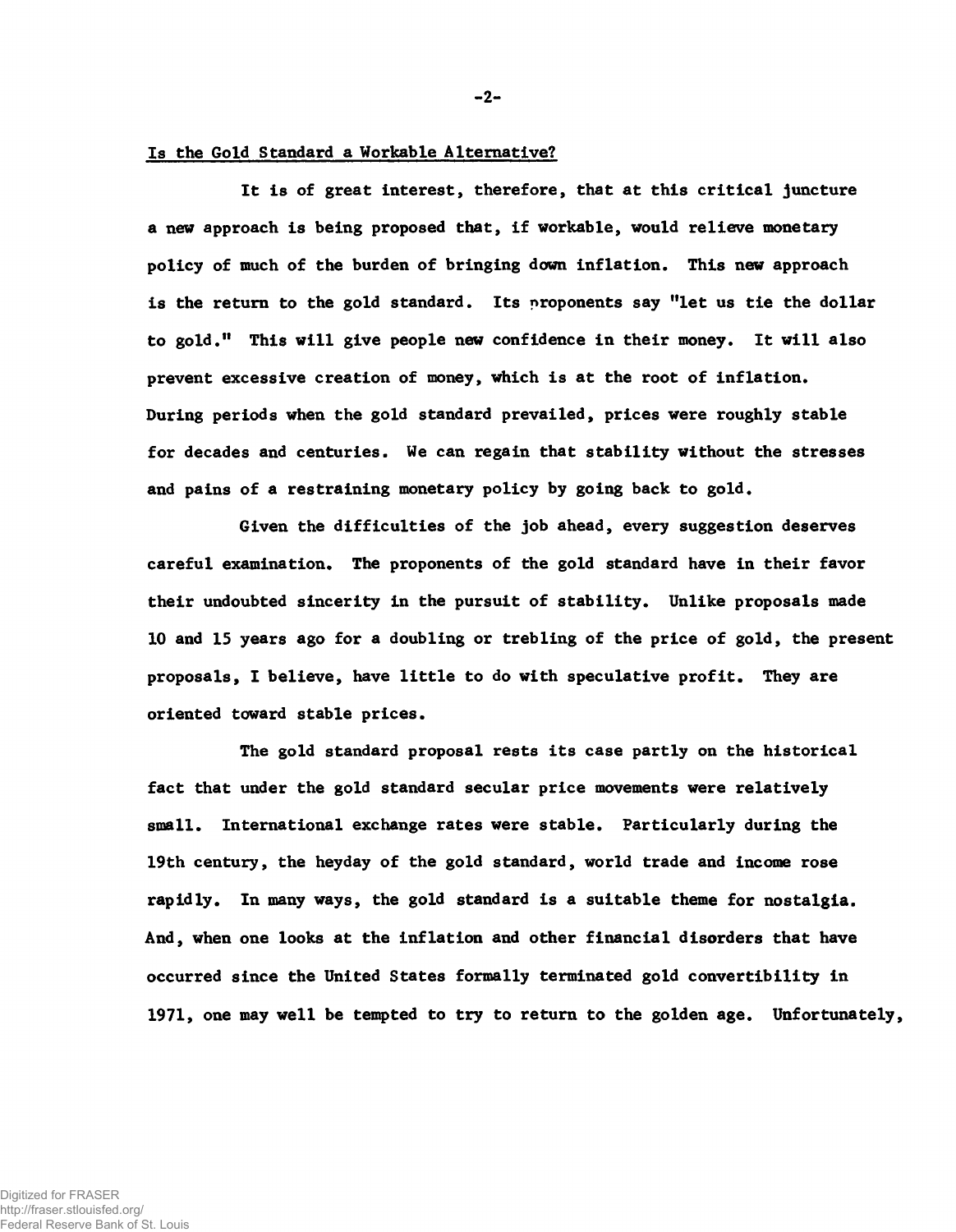## Is the Gold Standard a Workable Alternative?

It is of great interest, therefore, that at this critical juncture a new approach is being proposed that, if workable, would relieve monetary policy of much of the burden of bringing down inflation. This new approach is the return to the gold standard. Its proponents say "let us tie the dollar to gold." This will give people new confidence in their money. It will also prevent excessive creation of money, which is at the root of inflation. During periods when the gold standard prevailed, prices were roughly stable for decades and centuries. We can regain that stability without the stresses and pains of a restraining monetary policy by going back to gold.

Given the difficulties of the job ahead, every suggestion deserves careful examination. The proponents of the gold standard have in their favor their undoubted sincerity in the pursuit of stability. Unlike proposals made 10 and 15 years ago for a doubling or trebling of the price of gold, the present proposals, I believe, have little to do with speculative profit. They are oriented toward stable prices.

The gold standard proposal rests its case partly on the historical fact that under the gold standard secular price movements were relatively small. International exchange rates were stable. Particularly during the 19th century, the heyday of the gold standard, world trade and income rose rapidly. In many ways, the gold standard is a suitable theme for nostalgia. And, when one looks at the inflation and other financial disorders that have occurred since the United States formally terminated gold convertibility in 1971, one may well be tempted to try to return to the golden age. Unfortunately,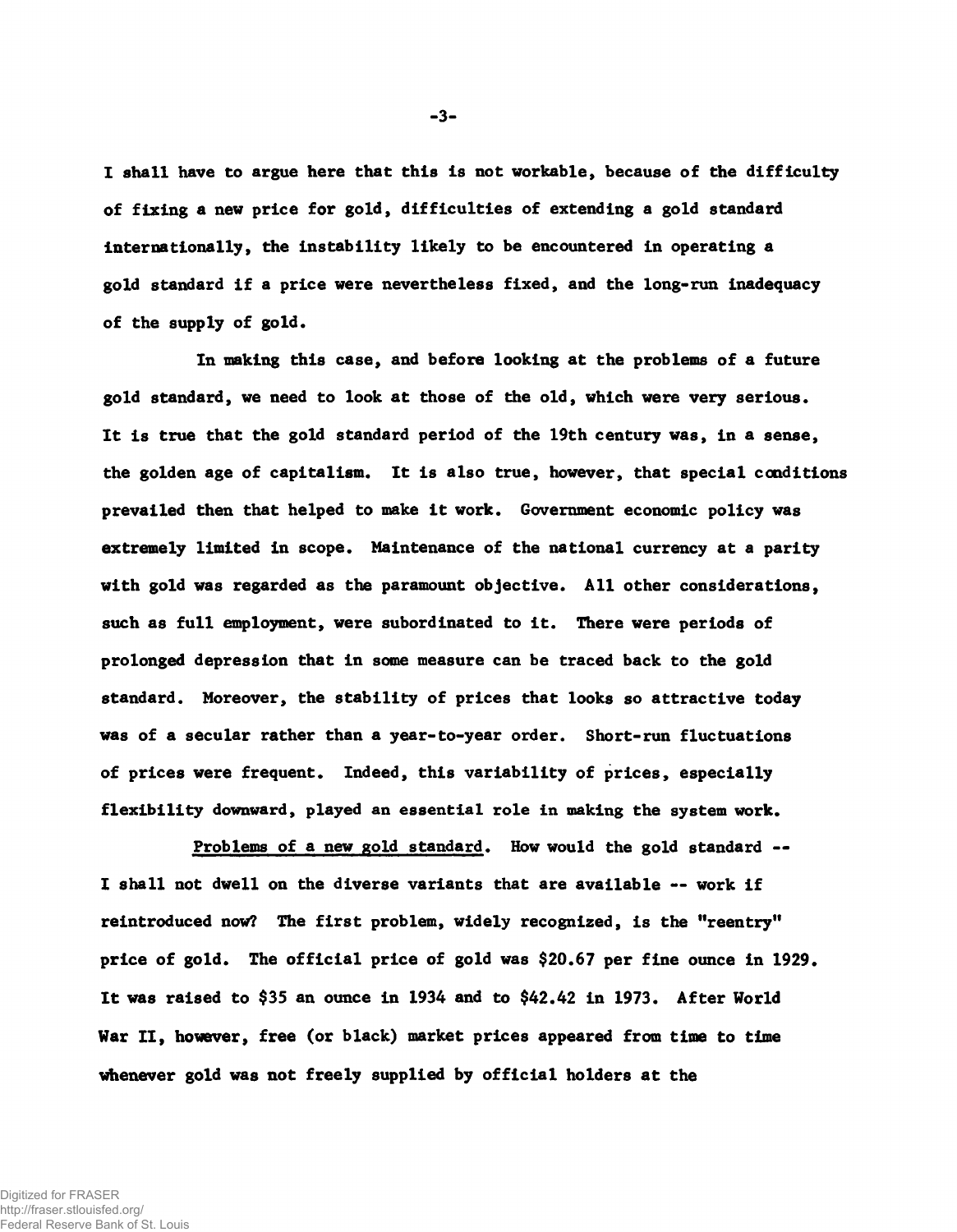I shall have to argue here that this is not workable, because of the difficulty of fixing a new price for gold, difficulties of extending a gold standard internationally, the instability likely to be encountered in operating a gold standard if a price were nevertheless fixed, and the long-run inadequacy of the supply of gold.

In making this case, and before looking at the problems of a future gold standard, we need to look at those of the old, which were very serious. It is true that the gold standard period of the 19th century was, in a sense, the golden age of capitalism. It is also true, however, that special conditions prevailed then that helped to make it work. Government economic policy was extremely limited in scope. Maintenance of the national currency at a parity with gold was regarded as the paramount objective. All other considerations, such as full employment, were subordinated to it. There were periods of prolonged depression that in some measure can be traced back to the gold standard. Moreover, the stability of prices that looks so attractive today was of a secular rather than a year-to-year order. Short-run fluctuations of prices were frequent. Indeed, this variability of prices, especially flexibility downward, played an essential role in making the system work.

Problems of a new gold standard. How would the gold standard -- I shall not dwell on the diverse variants that are available -- work if reintroduced now? The first problem, widely recognized, is the "reentry" price of gold. The official price of gold was $20.67 per fine ounce in 1929. It was raised to $35 an ounce in 1934 and to $42.42 in 1973. After World War II, however, free (or black) market prices appeared from time to time whenever gold was not freely supplied by official holders at the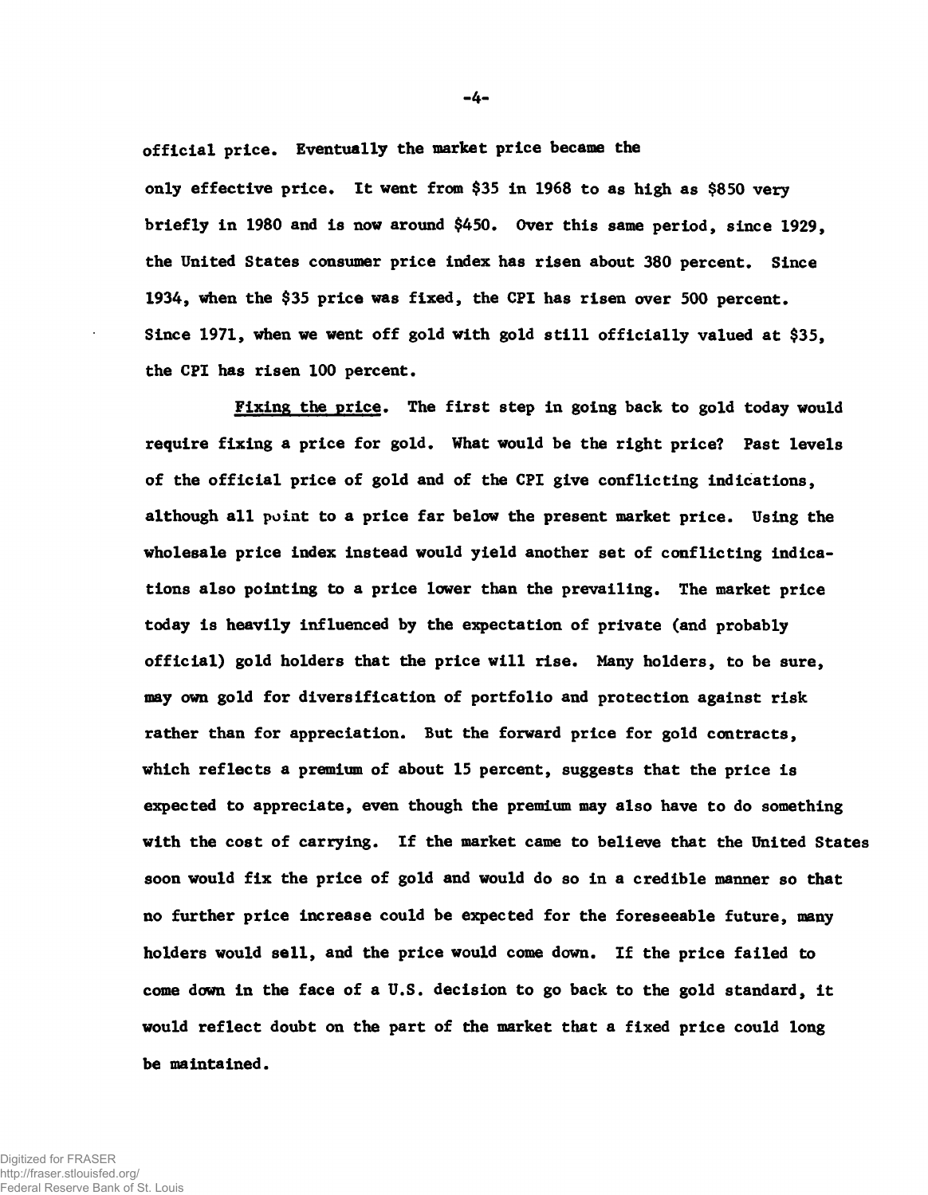official price. Eventually the market price became the only effective price. It went from $35 in 1968 to as high as $850 very briefly in 1980 and is now around $450. Over this same period, since 1929, the United States consumer price index has risen about 380 percent. Since 1934, when the $35 price was fixed, the CPI has risen over 500 percent. Since 1971, when we went off gold with gold still officially valued at $35, the CPI has risen 100 percent.

Fixing the price. The first step in going back to gold today would require fixing a price for gold. What would be the right price? Past levels of the official price of gold and of the CPI give conflicting indications, although all point to a price far below the present market price. Using the wholesale price index instead would yield another set of conflicting indications also pointing to a price lower than the prevailing. The market price today is heavily influenced by the expectation of private (and probably official) gold holders that the price will rise. Many holders, to be sure, may own gold for diversification of portfolio and protection against risk rather than for appreciation. But the forward price for gold contracts, which reflects a premium of about 15 percent, suggests that the price is expected to appreciate, even though the premium may also have to do something with the cost of carrying. If the market came to believe that the United States soon would fix the price of gold and would do so in a credible manner so that no further price increase could be expected for the foreseeable future, many holders would sell, and the price would come down. If the price failed to come down in the face of a U.S. decision to go back to the gold standard, it would reflect doubt on the part of the market that a fixed price could long be maintained.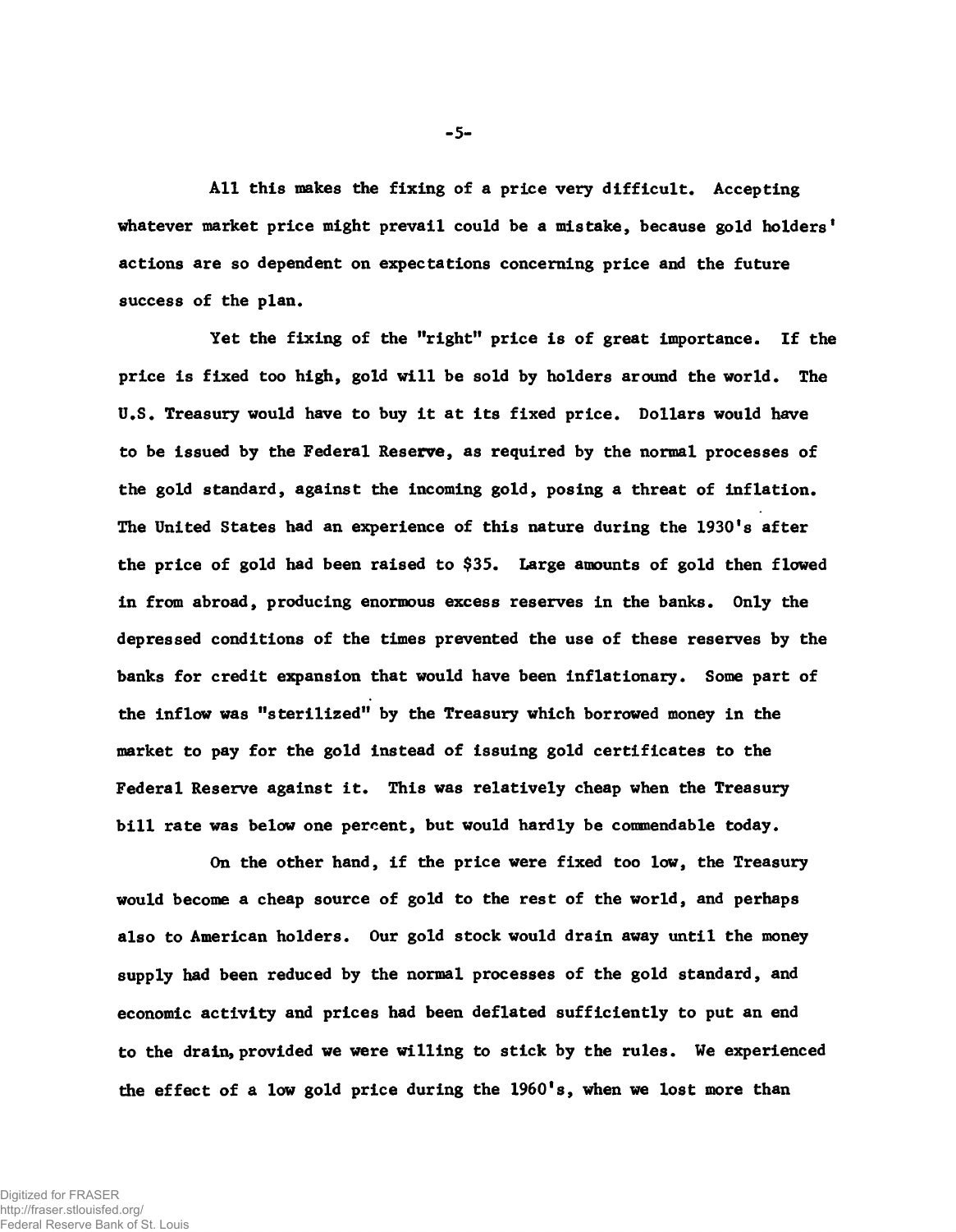All this makes the fixing of a price very difficult. Accepting whatever market price might prevail could be a mistake, because gold holders' actions are so dependent on expectations concerning price and the future success of the plan.

Yet the fixing of the "right" price is of great importance. If the price is fixed too high, gold will be sold by holders around the world. The U.S. Treasury would have to buy it at its fixed price. Dollars would have to be issued by the Federal Reserve, as required by the normal processes of the gold standard, against the incoming gold, posing a threat of inflation. The United States had an experience of this nature during the 1930's after the price of gold had been raised to $35. Large amounts of gold then flowed in from abroad, producing enormous excess reserves in the banks. Only the depressed conditions of the times prevented the use of these reserves by the banks for credit expansion that would have been inflationary. Some part of the inflow was "sterilized" by the Treasury which borrowed money in the market to pay for the gold instead of issuing gold certificates to the Federal Reserve against it. This was relatively cheap when the Treasury bill rate was below one percent, but would hardly be commendable today.

On the other hand, if the price were fixed too low, the Treasury would become a cheap source of gold to the rest of the world, and perhaps also to American holders. Our gold stock would drain away until the money supply had been reduced by the normal processes of the gold standard, and economic activity and prices had been deflated sufficiently to put an end to the drain, provided we were willing to stick by the rules. We experienced the effect of a low gold price during the 1960's, when we lost more than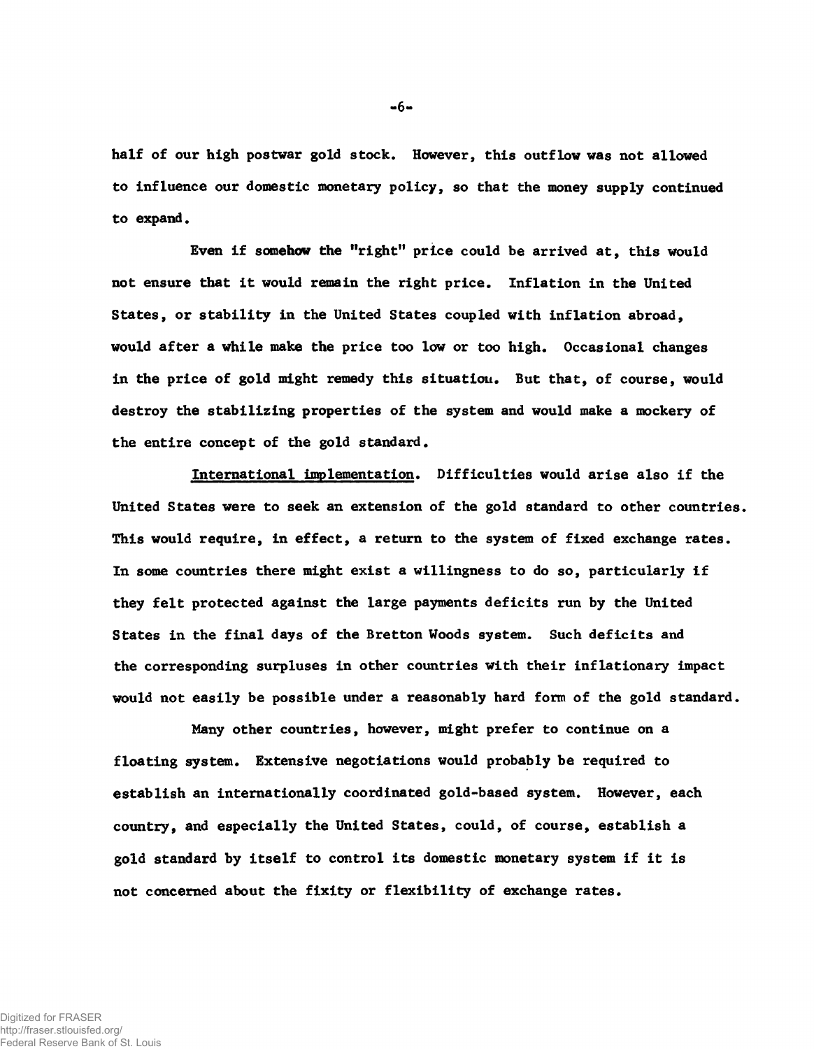half of our high postwar gold stock. However, this outflow was not allowed to influence our domestic monetary policy, so that the money supply continued to expand.

Even if somehow the "right" price could be arrived at, this would not ensure that it would remain the right price. Inflation in the United States, or stability in the United States coupled with inflation abroad, would after a while make the price too low or too high. Occasional changes in the price of gold might remedy this situation. But that, of course, would destroy the stabilizing properties of the system and would make a mockery of the entire concept of the gold standard.

International implementation. Difficulties would arise also if the United States were to seek an extension of the gold standard to other countries. This would require, in effect, a return to the system of fixed exchange rates. In some countries there might exist a willingness to do so, particularly if they felt protected against the large payments deficits run by the United States in the final days of the Bretton Woods system. Such deficits and the corresponding surpluses in other countries with their inflationary impact would not easily be possible under a reasonably hard form of the gold standard.

Many other countries, however, might prefer to continue on a floating system. Extensive negotiations would probably be required to establish an internationally coordinated gold-based system. However, each country, and especially the United States, could, of course, establish a gold standard by itself to control its domestic monetary system if it is not concerned about the fixity or flexibility of exchange rates.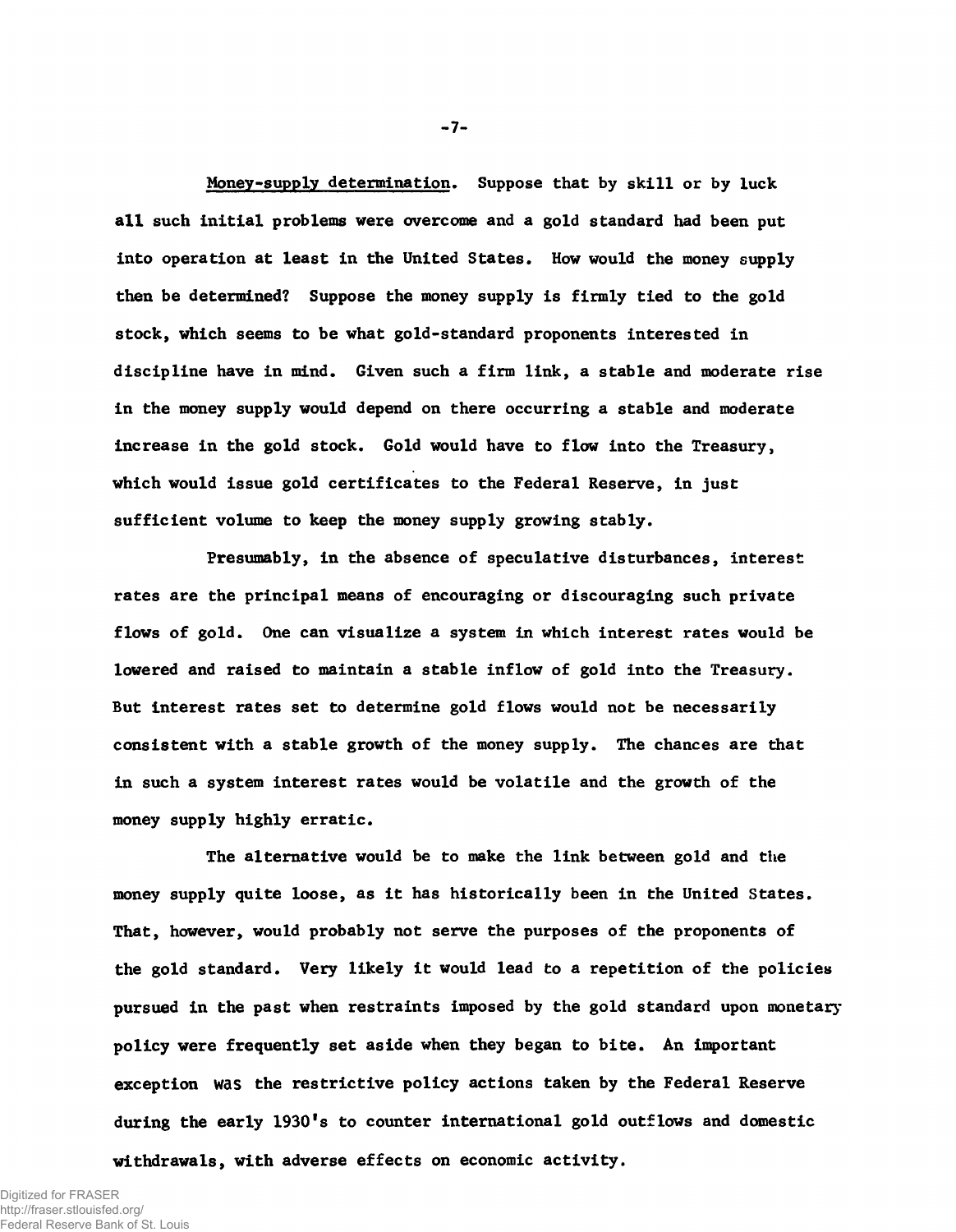Money-supply determination. Suppose that by skill or by luck all such initial problems were overcome and a gold standard had been put into operation at least in the United States. How would the money supply then be determined? Suppose the money supply is firmly tied to the gold stock, which seems to be what gold-standard proponents interested in discipline have in mind. Given such a firm link, a stable and moderate rise in the money supply would depend on there occurring a stable and moderate increase in the gold stock. Gold would have to flow into the Treasury, which would issue gold certificates to the Federal Reserve, in just sufficient volume to keep the money supply growing stably.

Presumably, in the absence of speculative disturbances, interest rates are the principal means of encouraging or discouraging such private flows of gold. One can visualize a system in which interest rates would be lowered and raised to maintain a stable inflow of gold into the Treasury. But interest rates set to determine gold flows would not be necessarily consistent with a stable growth of the money supply. The chances are that in such a system interest rates would be volatile and the growth of the money supply highly erratic.

The alternative would be to make the link between gold and the money supply quite loose, as it has historically been in the United States. That, however, would probably not serve the purposes of the proponents of the gold standard. Very likely it would lead to a repetition of the policies pursued in the past when restraints imposed by the gold standard upon monetary policy were frequently set aside when they began to bite. An important exception was the restrictive policy actions taken by the Federal Reserve during the early 1930's to counter international gold outflows and domestic withdrawals, with adverse effects on economic activity.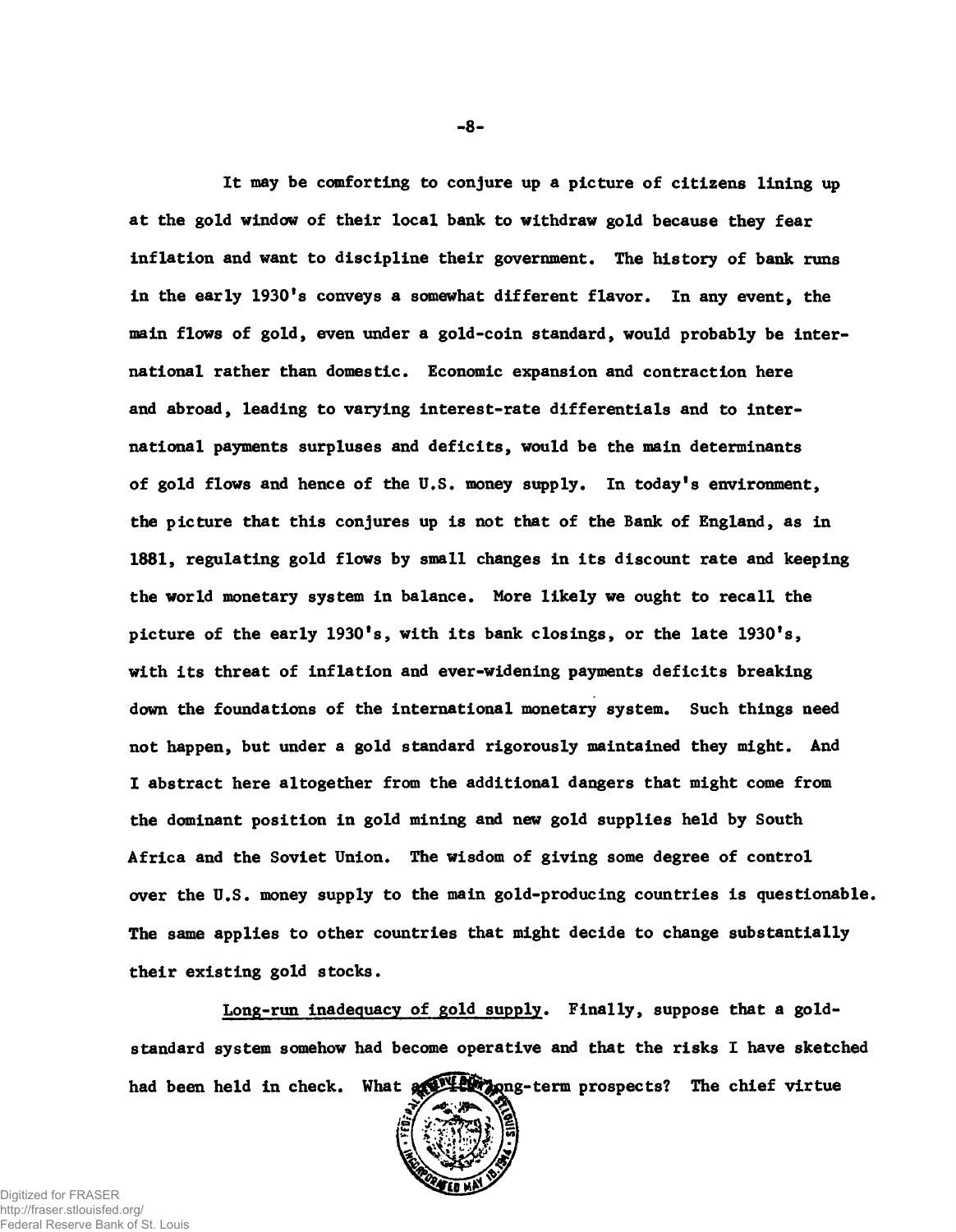It may be comforting to conjure up a picture of citizens lining up at the gold window of their local bank to withdraw gold because they fear inflation and want to discipline their government. The history of bank runs in the early 1930's conveys a somewhat different flavor. In any event, the main flows of gold, even under a gold-coin standard, would probably be international rather than domestic. Economic expansion and contraction here and abroad, leading to varying interest-rate differentials and to international payments surpluses and deficits, would be the main determinants of gold flows and hence of the U.S. money supply. In today's environment, the picture that this conjures up is not that of the Bank of England, as in 1881, regulating gold flows by small changes in its discount rate and keeping the world monetary system in balance. More likely we ought to recall the picture of the early 1930's, with its bank closings, or the late 1930's, with its threat of inflation and ever-widening payments deficits breaking down the foundations of the international monetary system. Such things need not happen, but under a gold standard rigorously maintained they might. And I abstract here altogether from the additional dangers that might come from the dominant position in gold mining and new gold supplies held by South Africa and the Soviet Union. The wisdom of giving some degree of control over the U.S. money supply to the main gold-producing countries is questionable. The same applies to other countries that might decide to change substantially their existing gold stocks.

Long-run inadequacy of gold supply. Finally, suppose that a gold-standard system somehow had become operative and that the risks I have sketched had been held in check. What are its long-term prospects? The chief virtue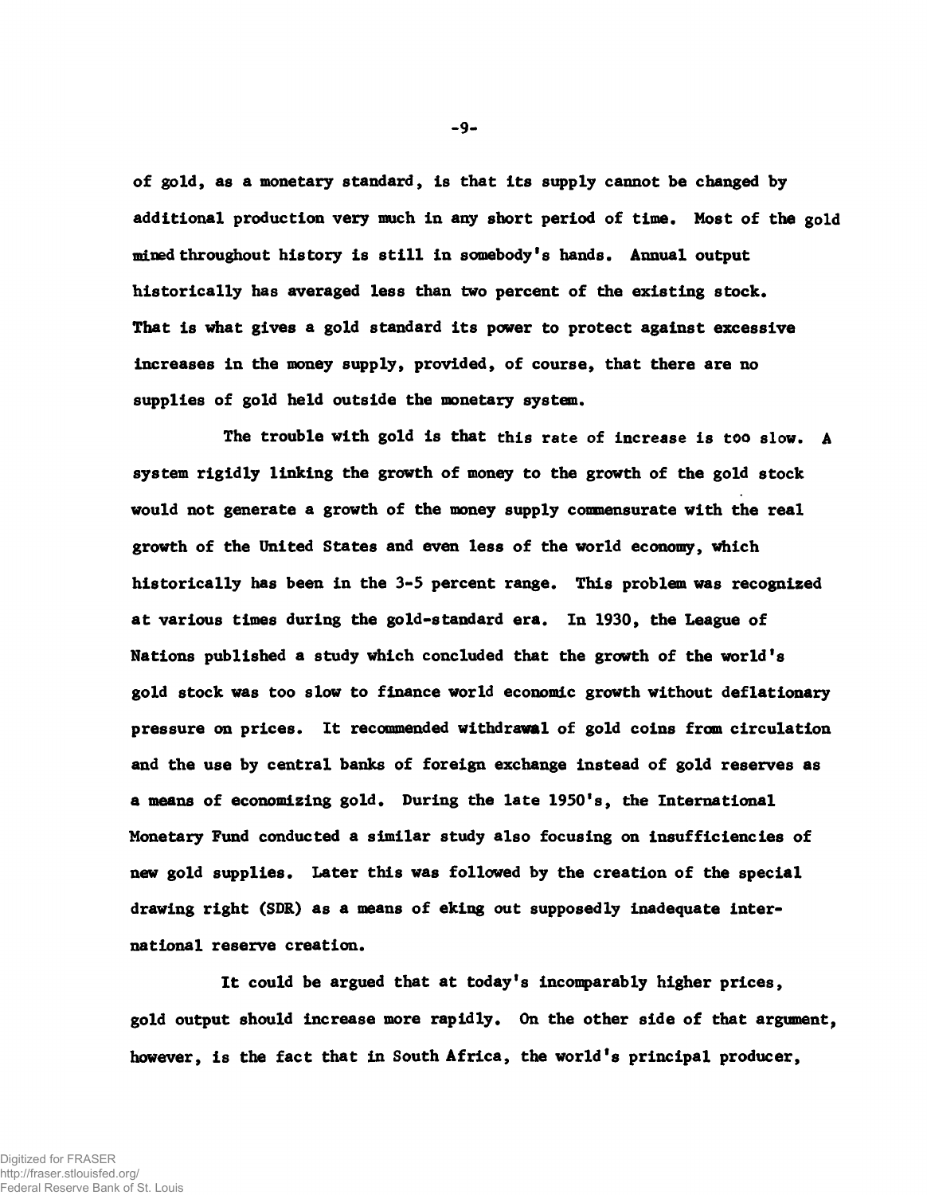of gold, as a monetary standard, is that its supply cannot be changed by additional production very much in any short period of time. Most of the gold mined throughout history is still in somebody's hands. Annual output historically has averaged less than two percent of the existing stock. That is what gives a gold standard its power to protect against excessive increases in the money supply, provided, of course, that there are no supplies of gold held outside the monetary system.

The trouble with gold is that this rate of increase is too slow. A system rigidly linking the growth of money to the growth of the gold stock would not generate a growth of the money supply commensurate with the real growth of the United States and even less of the world economy, which historically has been in the 3-5 percent range. This problem was recognized at various times during the gold-standard era. In 1930, the League of Nations published a study which concluded that the growth of the world's gold stock was too slow to finance world economic growth without deflationary pressure on prices. It recommended withdrawal of gold coins from circulation and the use by central banks of foreign exchange instead of gold reserves as a means of economizing gold. During the late 1950's, the International Monetary Fund conducted a similar study also focusing on insufficiencies of new gold supplies. Later this was followed by the creation of the special drawing right (SDR) as a means of eking out supposedly inadequate international reserve creation.

It could be argued that at today's incomparably higher prices, gold output should increase more rapidly. On the other side of that argument, however, is the fact that in South Africa, the world's principal producer,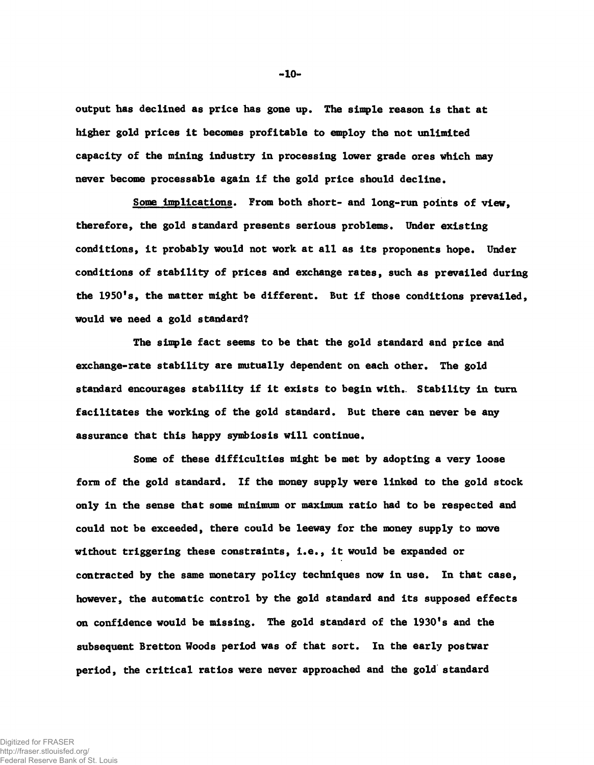output has declined as price has gone up. The simple reason is that at higher gold prices it becomes profitable to employ the not unlimited capacity of the mining industry in processing lower grade ores which may never become processable again if the gold price should decline.

Some implications. From both short- and long-run points of view, therefore, the gold standard presents serious problems. Under existing conditions, it probably would not work at all as its proponents hope. Under conditions of stability of prices and exchange rates, such as prevailed during the 1950's, the matter might be different. But if those conditions prevailed, would we need a gold standard?

The simple fact seems to be that the gold standard and price and exchange-rate stability are mutually dependent on each other. The gold standard encourages stability if it exists to begin with. Stability in turn facilitates the working of the gold standard. But there can never be any assurance that this happy symbiosis will continue.

Some of these difficulties might be met by adopting a very loose form of the gold standard. If the money supply were linked to the gold stock only in the sense that some minimum or maximum ratio had to be respected and could not be exceeded, there could be leeway for the money supply to move without triggering these constraints, i.e., it would be expanded or contracted by the same monetary policy techniques now in use. In that case, however, the automatic control by the gold standard and its supposed effects on confidence would be missing. The gold standard of the 1930's and the subsequent Bretton Woods period was of that sort. In the early postwar period, the critical ratios were never approached and the gold standard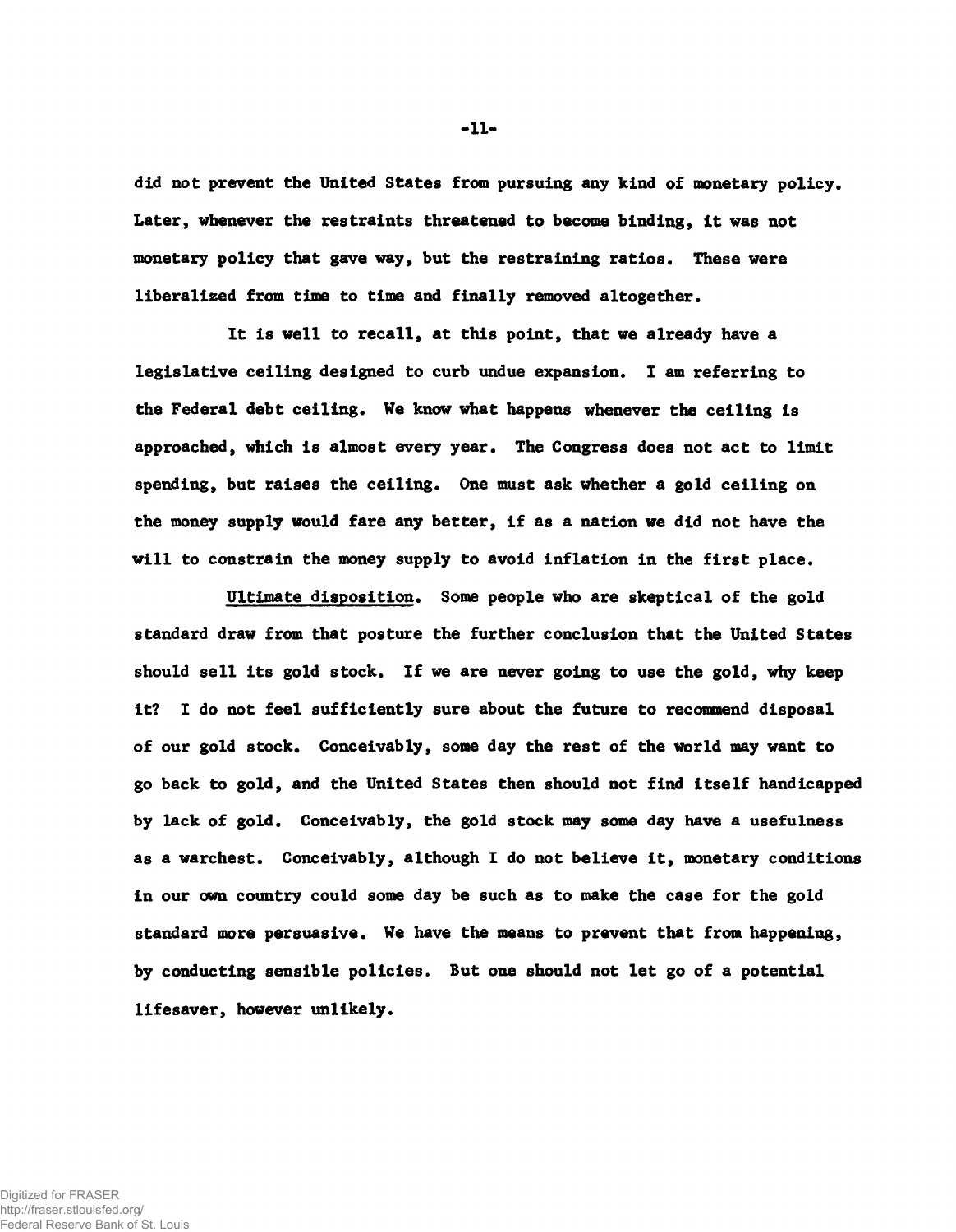did not prevent the United States from pursuing any kind of monetary policy. Later, whenever the restraints threatened to become binding, it was not monetary policy that gave way, but the restraining ratios. These were liberalized from time to time and finally removed altogether.

It is well to recall, at this point, that we already have a legislative ceiling designed to curb undue expansion. I am referring to the Federal debt ceiling. We know what happens whenever the ceiling is approached, which is almost every year. The Congress does not act to limit spending, but raises the ceiling. One must ask whether a gold ceiling on the money supply would fare any better, if as a nation we did not have the will to constrain the money supply to avoid inflation in the first place.

Ultimate disposition. Some people who are skeptical of the gold standard draw from that posture the further conclusion that the United States should sell its gold stock. If we are never going to use the gold, why keep it? I do not feel sufficiently sure about the future to recommend disposal of our gold stock. Conceivably, some day the rest of the world may want to go back to gold, and the United States then should not find itself handicapped by lack of gold. Conceivably, the gold stock may some day have a usefulness as a warchest. Conceivably, although I do not believe it, monetary conditions in our own country could some day be such as to make the case for the gold standard more persuasive. We have the means to prevent that from happening, by conducting sensible policies. But one should not let go of a potential lifesaver, however unlikely.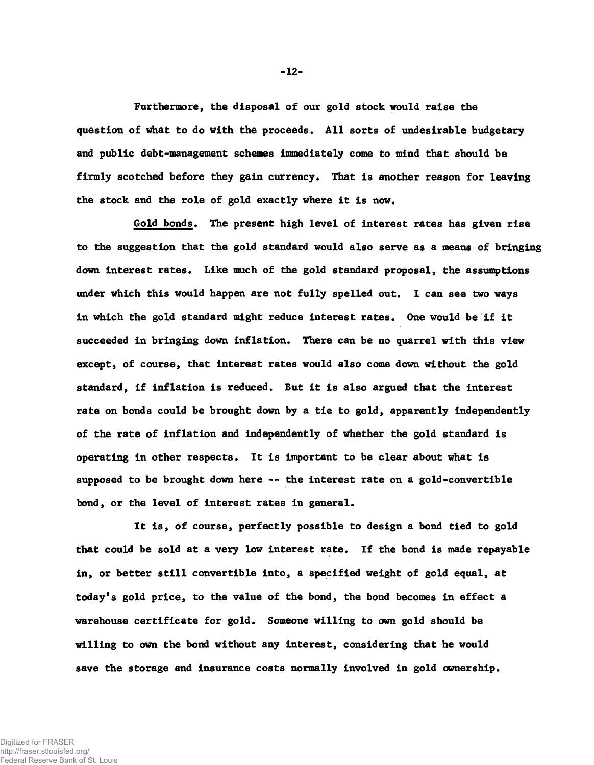Furthermore, the disposal of our gold stock would raise the question of what to do with the proceeds. All sorts of undesirable budgetary and public debt-management schemes immediately come to mind that should be firmly scotched before they gain currency. That is another reason for leaving the stock and the role of gold exactly where it is now.

<u>Gold bonds</u>. The present high level of interest rates has given rise to the suggestion that the gold standard would also serve as a means of bringing down interest rates. Like much of the gold standard proposal, the assumptions under which this would happen are not fully spelled out. I can see two ways in which the gold standard might reduce interest rates. One would be if it succeeded in bringing down inflation. There can be no quarrel with this view except, of course, that interest rates would also come down without the gold standard, if inflation is reduced. But it is also argued that the interest rate on bonds could be brought down by a tie to gold, apparently independently of the rate of inflation and independently of whether the gold standard is operating in other respects. It is important to be clear about what is supposed to be brought down here -- the interest rate on a gold-convertible bond, or the level of interest rates in general.

It is, of course, perfectly possible to design a bond tied to gold that could be sold at a very low interest rate. If the bond is made repayable in, or better still convertible into, a specified weight of gold equal, at today's gold price, to the value of the bond, the bond becomes in effect a warehouse certificate for gold. Someone willing to own gold should be willing to own the bond without any interest, considering that he would save the storage and insurance costs normally involved in gold ownership.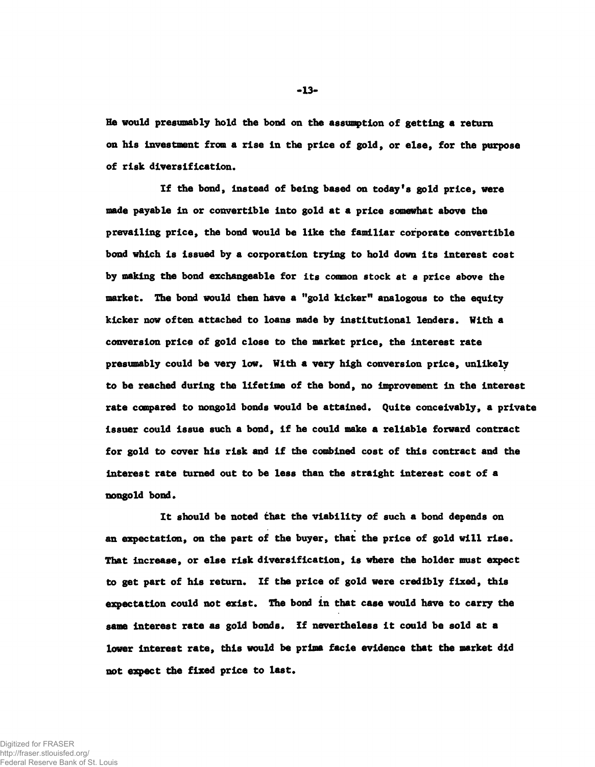He would presumably hold the bond on the assumption of getting a return on his investment from a rise in the price of gold, or else, for the purpose of risk diversification.

If the bond, instead of being based on today's gold price, were made payable in or convertible into gold at a price somewhat above the prevailing price, the bond would be like the familiar corporate convertible bond which is issued by a corporation trying to hold down its interest cost by making the bond exchangeable for its common stock at a price above the market. The bond would then have a "gold kicker" analogous to the equity kicker now often attached to loans made by institutional lenders. With a conversion price of gold close to the market price, the interest rate presumably could be very low. With a very high conversion price, unlikely to be reached during the lifetime of the bond, no improvement in the interest rate compared to nongold bonds would be attained. Quite conceivably, a private issuer could issue such a bond, if he could make a reliable forward contract for gold to cover his risk and if the combined cost of this contract and the interest rate turned out to be less than the straight interest cost of a nongold bond.

It should be noted that the viability of such a bond depends on an expectation, on the part of the buyer, that the price of gold will rise. That increase, or else risk diversification, is where the holder must expect to get part of his return. If the price of gold were credibly fixed, this expectation could not exist. The bond in that case would have to carry the same interest rate as gold bonds. If nevertheless it could be sold at a lower interest rate, this would be prima facie evidence that the market did not expect the fixed price to last.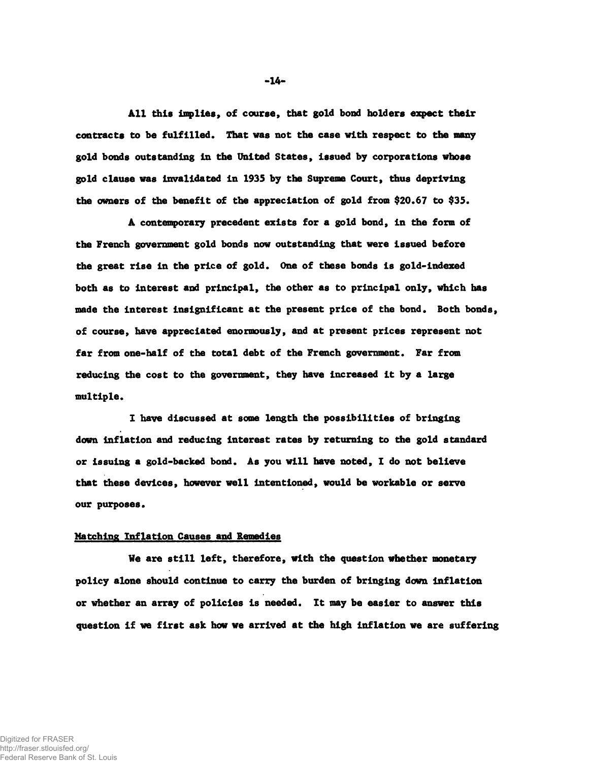All this implies, of course, that gold bond holders expect their contracts to be fulfilled. That was not the case with respect to the many gold bonds outstanding in the United States, issued by corporations whose gold clause was invalidated in 1935 by the Supreme Court, thus depriving the owners of the benefit of the appreciation of gold from $20.67 to $35.

A contemporary precedent exists for a gold bond, in the form of the French government gold bonds now outstanding that were issued before the great rise in the price of gold. One of these bonds is gold-indexed both as to interest and principal, the other as to principal only, which has made the interest insignificant at the present price of the bond. Both bonds, of course, have appreciated enormously, and at present prices represent not far from one-half of the total debt of the French government. Far from reducing the cost to the government, they have increased it by a large multiple.

I have discussed at some length the possibilities of bringing down inflation and reducing interest rates by returning to the gold standard or issuing a gold-backed bond. As you will have noted, I do not believe that these devices, however well intentioned, would be workable or serve our purposes.

## Matching Inflation Causes and Remedies

We are still left, therefore, with the question whether monetary policy alone should continue to carry the burden of bringing down inflation or whether an array of policies is needed. It may be easier to answer this question if we first ask how we arrived at the high inflation we are suffering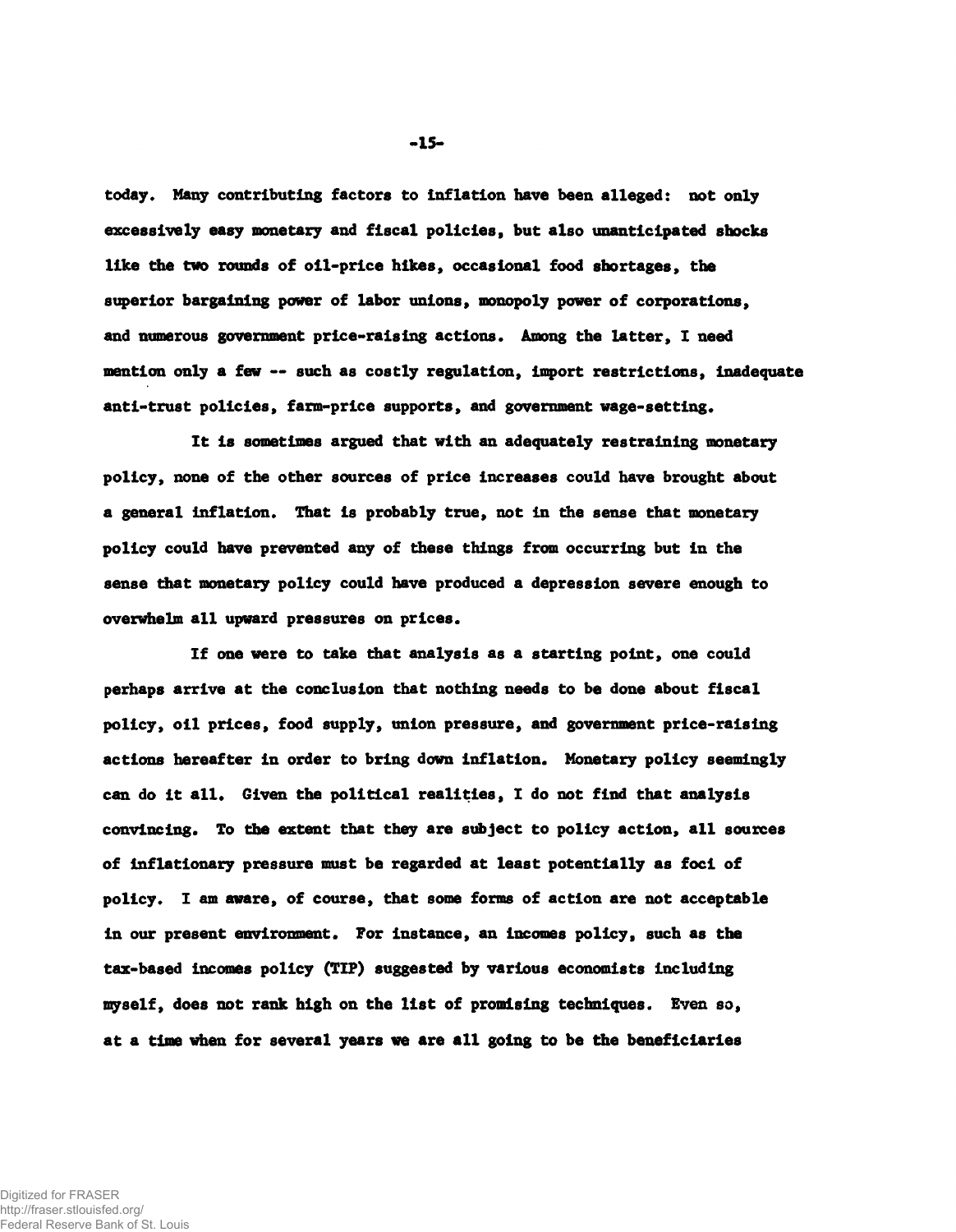today. Many contributing factors to inflation have been alleged: not only excessively easy monetary and fiscal policies, but also unanticipated shocks like the two rounds of oil-price hikes, occasional food shortages, the superior bargaining power of labor unions, monopoly power of corporations, and numerous government price-raising actions. Among the latter, I need mention only a few -- such as costly regulation, import restrictions, inadequate anti-trust policies, farm-price supports, and government wage-setting.

It is sometimes argued that with an adequately restraining monetary policy, none of the other sources of price increases could have brought about a general inflation. That is probably true, not in the sense that monetary policy could have prevented any of these things from occurring but in the sense that monetary policy could have produced a depression severe enough to overwhelm all upward pressures on prices.

If one were to take that analysis as a starting point, one could perhaps arrive at the conclusion that nothing needs to be done about fiscal policy, oil prices, food supply, union pressure, and government price-raising actions hereafter in order to bring down inflation. Monetary policy seemingly can do it all. Given the political realities, I do not find that analysis convincing. To the extent that they are subject to policy action, all sources of inflationary pressure must be regarded at least potentially as foci of policy. I am aware, of course, that some forms of action are not acceptable in our present environment. For instance, an incomes policy, such as the tax-based incomes policy (TIP) suggested by various economists including myself, does not rank high on the list of promising techniques. Even so, at a time when for several years we are all going to be the beneficiaries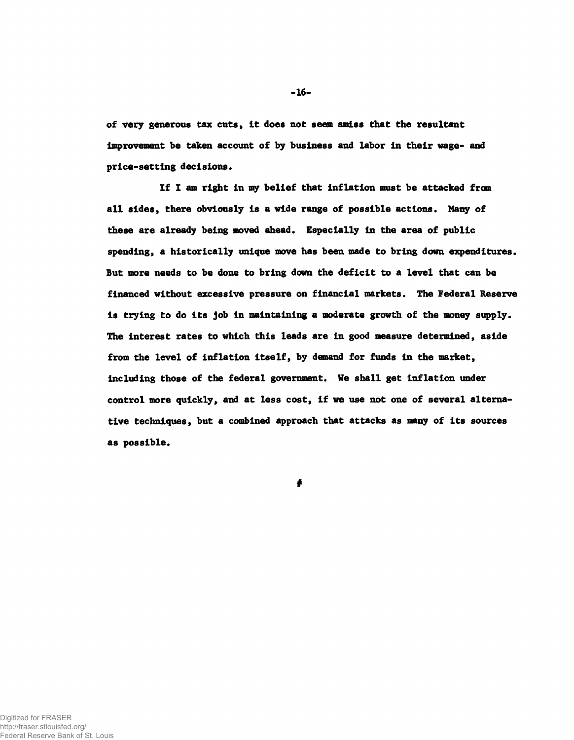of very generous tax cuts, it does not seem amiss that the resultant improvement be taken account of by business and labor in their wage- and price-setting decisions.

If I am right in my belief that inflation must be attacked from all sides, there obviously is a wide range of possible actions. Many of these are already being moved ahead. Especially in the area of public spending, a historically unique move has been made to bring down expenditures. But more needs to be done to bring down the deficit to a level that can be financed without excessive pressure on financial markets. The Federal Reserve is trying to do its job in maintaining a moderate growth of the money supply. The interest rates to which this leads are in good measure determined, aside from the level of inflation itself, by demand for funds in the market, including those of the federal government. We shall get inflation under control more quickly, and at less cost, if we use not one of several alternative techniques, but a combined approach that attacks as many of its sources as possible.

#